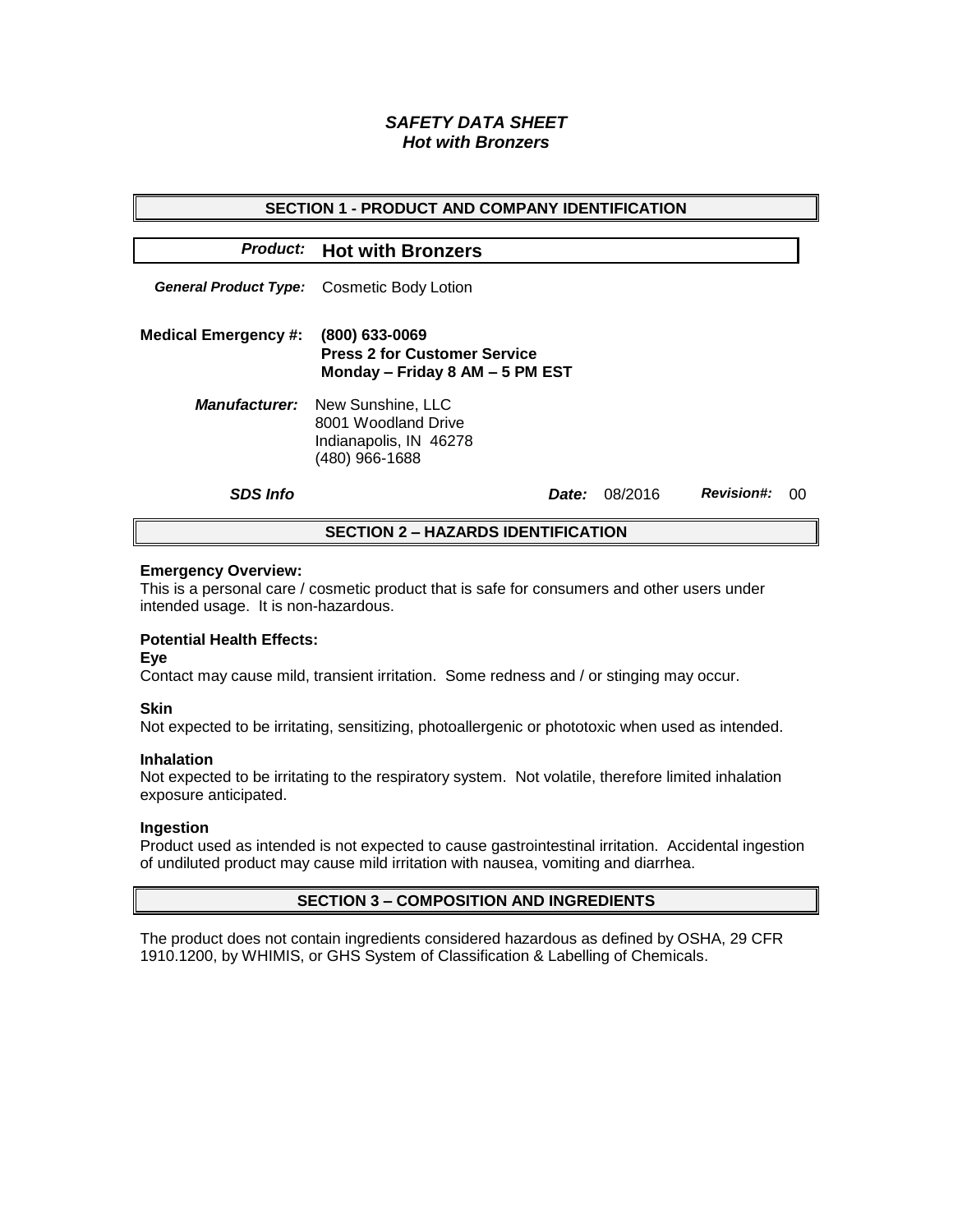# *SAFETY DATA SHEET*
# *Hot with Bronzers*

## SECTION 1 - PRODUCT AND COMPANY IDENTIFICATION

***Product:*** **Hot with Bronzers**

***General Product Type:*** Cosmetic Body Lotion

**Medical Emergency #:** **(800) 633-0069**
**Press 2 for Customer Service**
**Monday – Friday 8 AM – 5 PM EST**

***Manufacturer:*** New Sunshine, LLC
8001 Woodland Drive
Indianapolis, IN 46278
(480) 966-1688

***SDS Info*** ***Date:*** 08/2016 ***Revision#:*** 00

## SECTION 2 – HAZARDS IDENTIFICATION

**Emergency Overview:**
This is a personal care / cosmetic product that is safe for consumers and other users under intended usage. It is non-hazardous.

**Potential Health Effects:**

**Eye**
Contact may cause mild, transient irritation. Some redness and / or stinging may occur.

**Skin**
Not expected to be irritating, sensitizing, photoallergenic or phototoxic when used as intended.

**Inhalation**
Not expected to be irritating to the respiratory system. Not volatile, therefore limited inhalation exposure anticipated.

**Ingestion**
Product used as intended is not expected to cause gastrointestinal irritation. Accidental ingestion of undiluted product may cause mild irritation with nausea, vomiting and diarrhea.

## SECTION 3 – COMPOSITION AND INGREDIENTS

The product does not contain ingredients considered hazardous as defined by OSHA, 29 CFR 1910.1200, by WHIMIS, or GHS System of Classification & Labelling of Chemicals.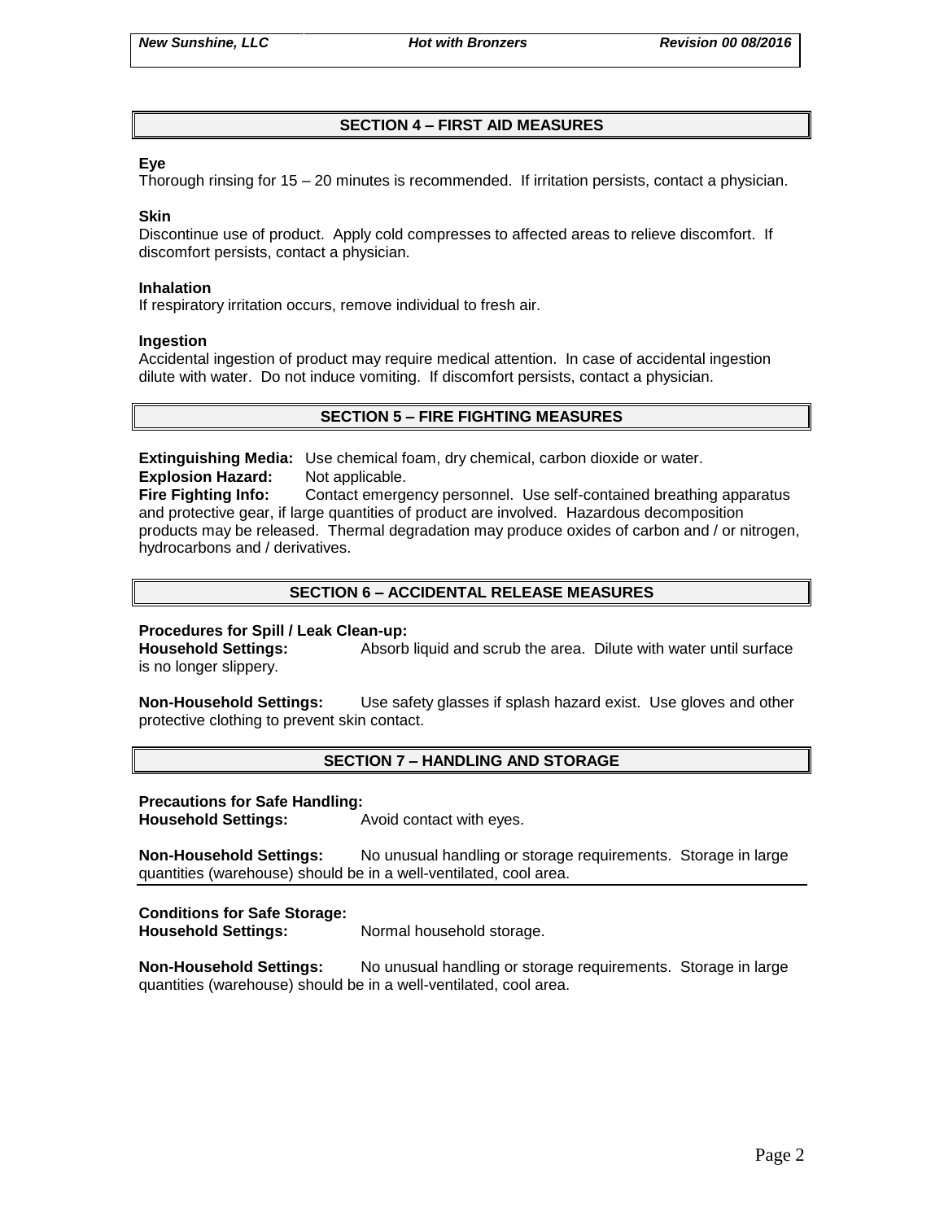## SECTION 4 – FIRST AID MEASURES

**Eye**

Thorough rinsing for 15 – 20 minutes is recommended. If irritation persists, contact a physician.

**Skin**

Discontinue use of product. Apply cold compresses to affected areas to relieve discomfort. If discomfort persists, contact a physician.

**Inhalation**

If respiratory irritation occurs, remove individual to fresh air.

**Ingestion**

Accidental ingestion of product may require medical attention. In case of accidental ingestion dilute with water. Do not induce vomiting. If discomfort persists, contact a physician.

## SECTION 5 – FIRE FIGHTING MEASURES

**Extinguishing Media:** Use chemical foam, dry chemical, carbon dioxide or water.
**Explosion Hazard:** Not applicable.
**Fire Fighting Info:** Contact emergency personnel. Use self-contained breathing apparatus and protective gear, if large quantities of product are involved. Hazardous decomposition products may be released. Thermal degradation may produce oxides of carbon and / or nitrogen, hydrocarbons and / derivatives.

## SECTION 6 – ACCIDENTAL RELEASE MEASURES

**Procedures for Spill / Leak Clean-up:**
**Household Settings:** Absorb liquid and scrub the area. Dilute with water until surface is no longer slippery.

**Non-Household Settings:** Use safety glasses if splash hazard exist. Use gloves and other protective clothing to prevent skin contact.

## SECTION 7 – HANDLING AND STORAGE

**Precautions for Safe Handling:**
**Household Settings:** Avoid contact with eyes.

**Non-Household Settings:** No unusual handling or storage requirements. Storage in large quantities (warehouse) should be in a well-ventilated, cool area.

**Conditions for Safe Storage:**
**Household Settings:** Normal household storage.

**Non-Household Settings:** No unusual handling or storage requirements. Storage in large quantities (warehouse) should be in a well-ventilated, cool area.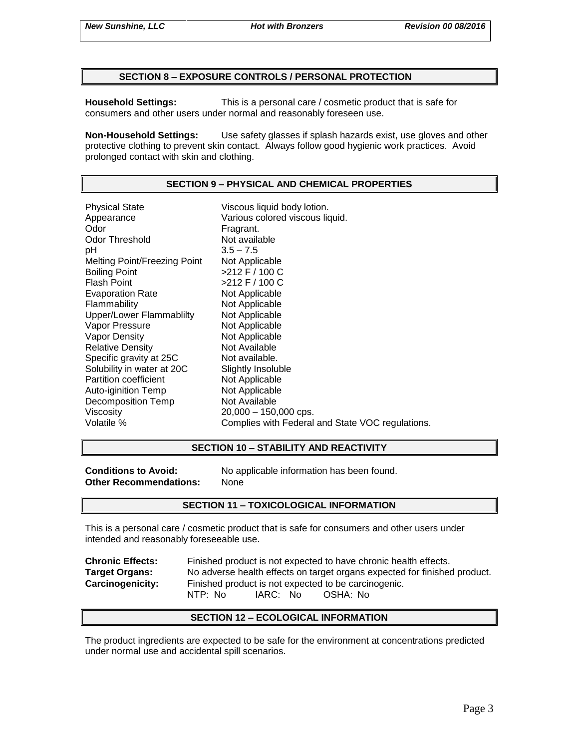## SECTION 8 – EXPOSURE CONTROLS / PERSONAL PROTECTION

**Household Settings:** This is a personal care / cosmetic product that is safe for consumers and other users under normal and reasonably foreseen use.

**Non-Household Settings:** Use safety glasses if splash hazards exist, use gloves and other protective clothing to prevent skin contact. Always follow good hygienic work practices. Avoid prolonged contact with skin and clothing.

## SECTION 9 – PHYSICAL AND CHEMICAL PROPERTIES

| | |
|---|---|
| Physical State | Viscous liquid body lotion. |
| Appearance | Various colored viscous liquid. |
| Odor | Fragrant. |
| Odor Threshold | Not available |
| pH | 3.5 – 7.5 |
| Melting Point/Freezing Point | Not Applicable |
| Boiling Point | >212 F / 100 C |
| Flash Point | >212 F / 100 C |
| Evaporation Rate | Not Applicable |
| Flammability | Not Applicable |
| Upper/Lower Flammablilty | Not Applicable |
| Vapor Pressure | Not Applicable |
| Vapor Density | Not Applicable |
| Relative Density | Not Available |
| Specific gravity at 25C | Not available. |
| Solubility in water at 20C | Slightly Insoluble |
| Partition coefficient | Not Applicable |
| Auto-iginition Temp | Not Applicable |
| Decomposition Temp | Not Available |
| Viscosity | 20,000 – 150,000 cps. |
| Volatile % | Complies with Federal and State VOC regulations. |

## SECTION 10 – STABILITY AND REACTIVITY

**Conditions to Avoid:** No applicable information has been found.
**Other Recommendations:** None

## SECTION 11 – TOXICOLOGICAL INFORMATION

This is a personal care / cosmetic product that is safe for consumers and other users under intended and reasonably foreseeable use.

**Chronic Effects:** Finished product is not expected to have chronic health effects.
**Target Organs:** No adverse health effects on target organs expected for finished product.
**Carcinogenicity:** Finished product is not expected to be carcinogenic.
NTP: No IARC: No OSHA: No

## SECTION 12 – ECOLOGICAL INFORMATION

The product ingredients are expected to be safe for the environment at concentrations predicted under normal use and accidental spill scenarios.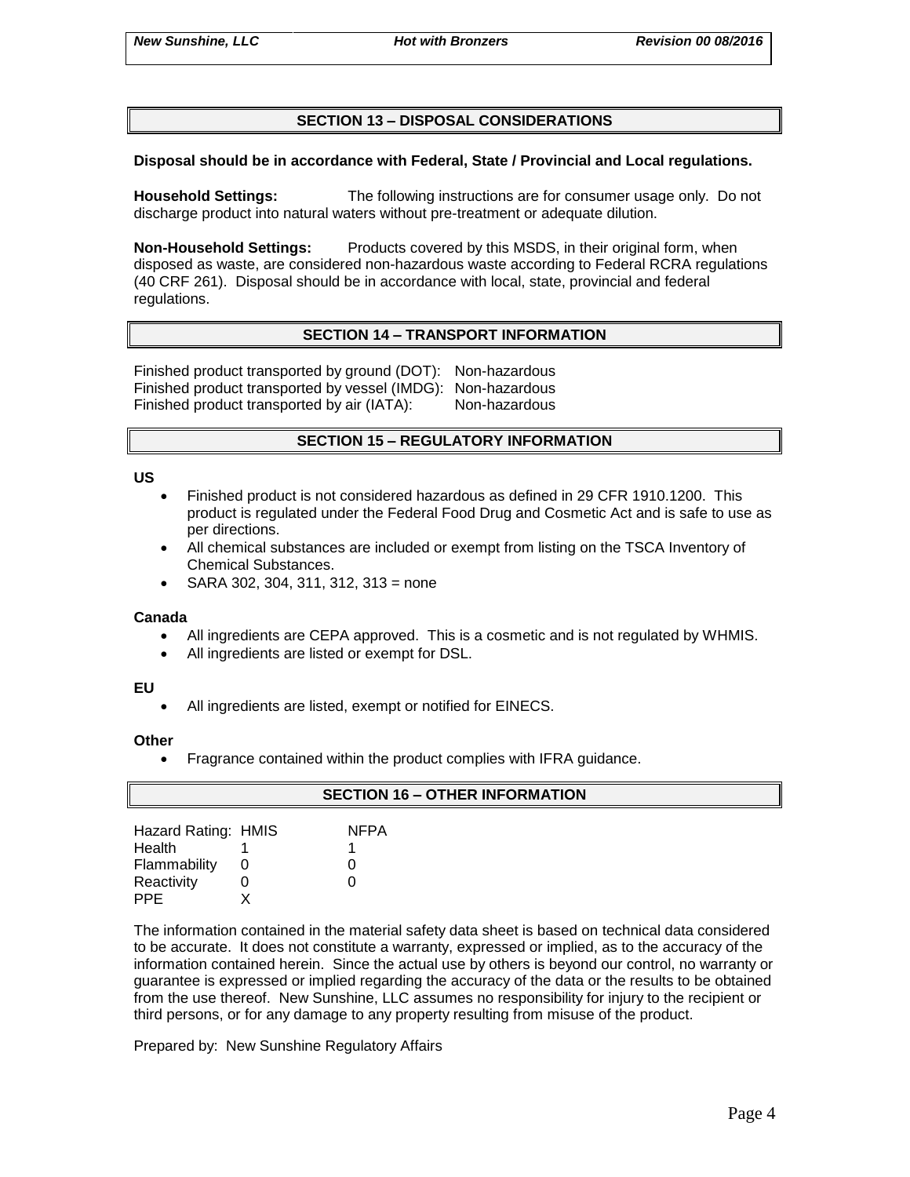## SECTION 13 – DISPOSAL CONSIDERATIONS

**Disposal should be in accordance with Federal, State / Provincial and Local regulations.**

**Household Settings:** The following instructions are for consumer usage only. Do not discharge product into natural waters without pre-treatment or adequate dilution.

**Non-Household Settings:** Products covered by this MSDS, in their original form, when disposed as waste, are considered non-hazardous waste according to Federal RCRA regulations (40 CRF 261). Disposal should be in accordance with local, state, provincial and federal regulations.

## SECTION 14 – TRANSPORT INFORMATION

| | |
|---|---|
| Finished product transported by ground (DOT): | Non-hazardous |
| Finished product transported by vessel (IMDG): | Non-hazardous |
| Finished product transported by air (IATA): | Non-hazardous |

## SECTION 15 – REGULATORY INFORMATION

**US**

- Finished product is not considered hazardous as defined in 29 CFR 1910.1200. This product is regulated under the Federal Food Drug and Cosmetic Act and is safe to use as per directions.
- All chemical substances are included or exempt from listing on the TSCA Inventory of Chemical Substances.
- SARA 302, 304, 311, 312, 313 = none

**Canada**

- All ingredients are CEPA approved. This is a cosmetic and is not regulated by WHMIS.
- All ingredients are listed or exempt for DSL.

**EU**

- All ingredients are listed, exempt or notified for EINECS.

**Other**

- Fragrance contained within the product complies with IFRA guidance.

## SECTION 16 – OTHER INFORMATION

| Hazard Rating: | HMIS | NFPA |
|---|---|---|
| Health | 1 | 1 |
| Flammability | 0 | 0 |
| Reactivity | 0 | 0 |
| PPE | X | |

The information contained in the material safety data sheet is based on technical data considered to be accurate. It does not constitute a warranty, expressed or implied, as to the accuracy of the information contained herein. Since the actual use by others is beyond our control, no warranty or guarantee is expressed or implied regarding the accuracy of the data or the results to be obtained from the use thereof. New Sunshine, LLC assumes no responsibility for injury to the recipient or third persons, or for any damage to any property resulting from misuse of the product.

Prepared by: New Sunshine Regulatory Affairs